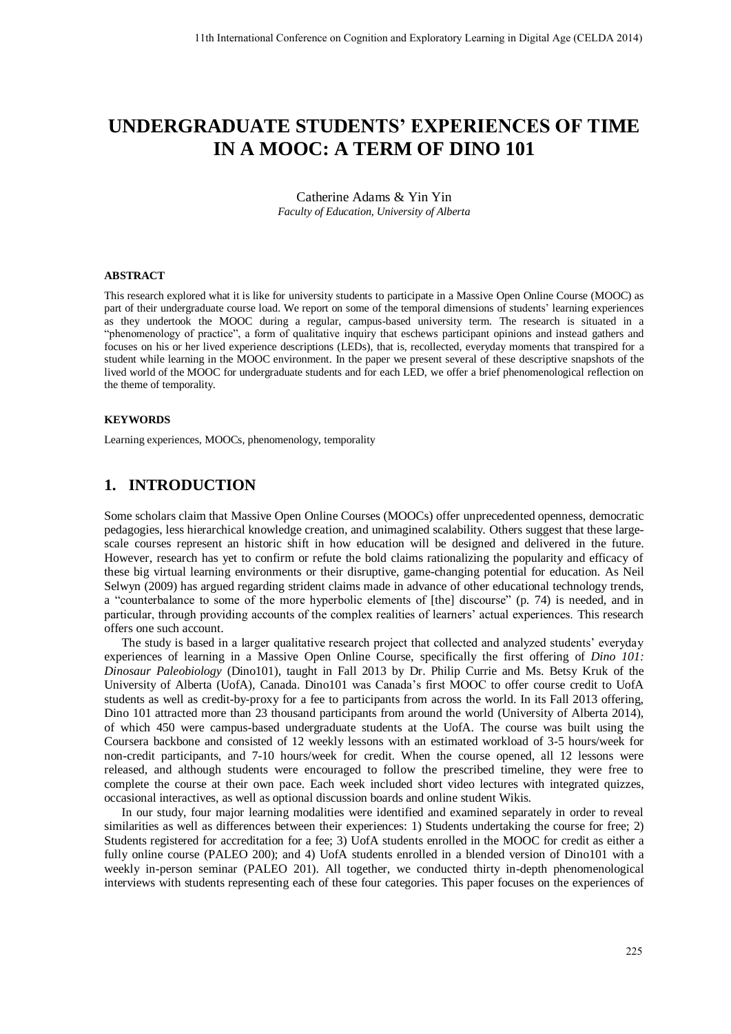# UNDERGRADUATE STUDENTS' EXPERIENCES OF TIME IN A MOOC: A TERM OF DINO 101

Catherine Adams & Yin Yin
*Faculty of Education, University of Alberta*

### ABSTRACT

This research explored what it is like for university students to participate in a Massive Open Online Course (MOOC) as part of their undergraduate course load. We report on some of the temporal dimensions of students' learning experiences as they undertook the MOOC during a regular, campus-based university term. The research is situated in a "phenomenology of practice", a form of qualitative inquiry that eschews participant opinions and instead gathers and focuses on his or her lived experience descriptions (LEDs), that is, recollected, everyday moments that transpired for a student while learning in the MOOC environment. In the paper we present several of these descriptive snapshots of the lived world of the MOOC for undergraduate students and for each LED, we offer a brief phenomenological reflection on the theme of temporality.

### KEYWORDS

Learning experiences, MOOCs, phenomenology, temporality

## 1. INTRODUCTION

Some scholars claim that Massive Open Online Courses (MOOCs) offer unprecedented openness, democratic pedagogies, less hierarchical knowledge creation, and unimagined scalability. Others suggest that these large-scale courses represent an historic shift in how education will be designed and delivered in the future. However, research has yet to confirm or refute the bold claims rationalizing the popularity and efficacy of these big virtual learning environments or their disruptive, game-changing potential for education. As Neil Selwyn (2009) has argued regarding strident claims made in advance of other educational technology trends, a "counterbalance to some of the more hyperbolic elements of [the] discourse" (p. 74) is needed, and in particular, through providing accounts of the complex realities of learners' actual experiences. This research offers one such account.

The study is based in a larger qualitative research project that collected and analyzed students' everyday experiences of learning in a Massive Open Online Course, specifically the first offering of *Dino 101: Dinosaur Paleobiology* (Dino101), taught in Fall 2013 by Dr. Philip Currie and Ms. Betsy Kruk of the University of Alberta (UofA), Canada. Dino101 was Canada's first MOOC to offer course credit to UofA students as well as credit-by-proxy for a fee to participants from across the world. In its Fall 2013 offering, Dino 101 attracted more than 23 thousand participants from around the world (University of Alberta 2014), of which 450 were campus-based undergraduate students at the UofA. The course was built using the Coursera backbone and consisted of 12 weekly lessons with an estimated workload of 3-5 hours/week for non-credit participants, and 7-10 hours/week for credit. When the course opened, all 12 lessons were released, and although students were encouraged to follow the prescribed timeline, they were free to complete the course at their own pace. Each week included short video lectures with integrated quizzes, occasional interactives, as well as optional discussion boards and online student Wikis.

In our study, four major learning modalities were identified and examined separately in order to reveal similarities as well as differences between their experiences: 1) Students undertaking the course for free; 2) Students registered for accreditation for a fee; 3) UofA students enrolled in the MOOC for credit as either a fully online course (PALEO 200); and 4) UofA students enrolled in a blended version of Dino101 with a weekly in-person seminar (PALEO 201). All together, we conducted thirty in-depth phenomenological interviews with students representing each of these four categories. This paper focuses on the experiences of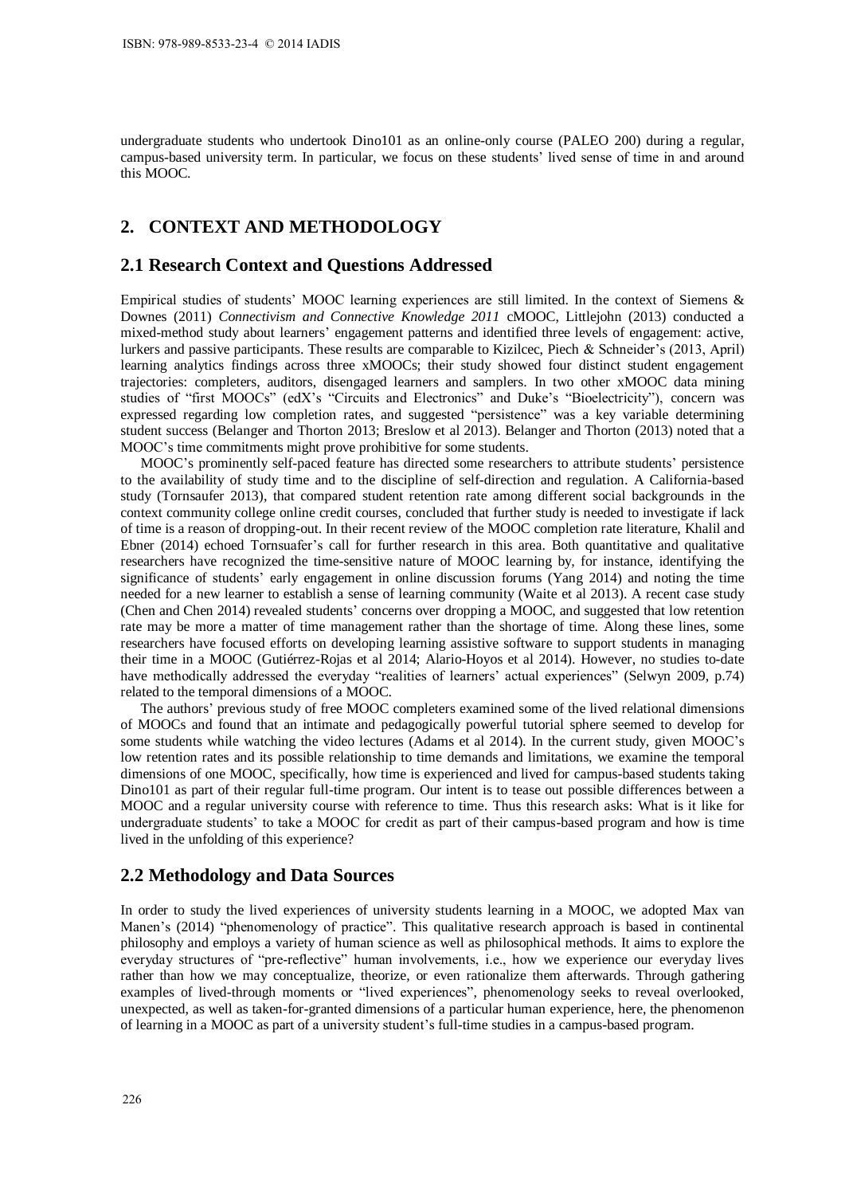undergraduate students who undertook Dino101 as an online-only course (PALEO 200) during a regular, campus-based university term. In particular, we focus on these students' lived sense of time in and around this MOOC.

## 2. CONTEXT AND METHODOLOGY

### 2.1 Research Context and Questions Addressed

Empirical studies of students' MOOC learning experiences are still limited. In the context of Siemens & Downes (2011) *Connectivism and Connective Knowledge 2011* cMOOC, Littlejohn (2013) conducted a mixed-method study about learners' engagement patterns and identified three levels of engagement: active, lurkers and passive participants. These results are comparable to Kizilcec, Piech & Schneider's (2013, April) learning analytics findings across three xMOOCs; their study showed four distinct student engagement trajectories: completers, auditors, disengaged learners and samplers. In two other xMOOC data mining studies of "first MOOCs" (edX's "Circuits and Electronics" and Duke's "Bioelectricity"), concern was expressed regarding low completion rates, and suggested "persistence" was a key variable determining student success (Belanger and Thorton 2013; Breslow et al 2013). Belanger and Thorton (2013) noted that a MOOC's time commitments might prove prohibitive for some students.

MOOC's prominently self-paced feature has directed some researchers to attribute students' persistence to the availability of study time and to the discipline of self-direction and regulation. A California-based study (Tornsaufer 2013), that compared student retention rate among different social backgrounds in the context community college online credit courses, concluded that further study is needed to investigate if lack of time is a reason of dropping-out. In their recent review of the MOOC completion rate literature, Khalil and Ebner (2014) echoed Tornsuafer's call for further research in this area. Both quantitative and qualitative researchers have recognized the time-sensitive nature of MOOC learning by, for instance, identifying the significance of students' early engagement in online discussion forums (Yang 2014) and noting the time needed for a new learner to establish a sense of learning community (Waite et al 2013). A recent case study (Chen and Chen 2014) revealed students' concerns over dropping a MOOC, and suggested that low retention rate may be more a matter of time management rather than the shortage of time. Along these lines, some researchers have focused efforts on developing learning assistive software to support students in managing their time in a MOOC (Gutiérrez-Rojas et al 2014; Alario-Hoyos et al 2014). However, no studies to-date have methodically addressed the everyday "realities of learners' actual experiences" (Selwyn 2009, p.74) related to the temporal dimensions of a MOOC.

The authors' previous study of free MOOC completers examined some of the lived relational dimensions of MOOCs and found that an intimate and pedagogically powerful tutorial sphere seemed to develop for some students while watching the video lectures (Adams et al 2014). In the current study, given MOOC's low retention rates and its possible relationship to time demands and limitations, we examine the temporal dimensions of one MOOC, specifically, how time is experienced and lived for campus-based students taking Dino101 as part of their regular full-time program. Our intent is to tease out possible differences between a MOOC and a regular university course with reference to time. Thus this research asks: What is it like for undergraduate students' to take a MOOC for credit as part of their campus-based program and how is time lived in the unfolding of this experience?

### 2.2 Methodology and Data Sources

In order to study the lived experiences of university students learning in a MOOC, we adopted Max van Manen's (2014) "phenomenology of practice". This qualitative research approach is based in continental philosophy and employs a variety of human science as well as philosophical methods. It aims to explore the everyday structures of "pre-reflective" human involvements, i.e., how we experience our everyday lives rather than how we may conceptualize, theorize, or even rationalize them afterwards. Through gathering examples of lived-through moments or "lived experiences", phenomenology seeks to reveal overlooked, unexpected, as well as taken-for-granted dimensions of a particular human experience, here, the phenomenon of learning in a MOOC as part of a university student's full-time studies in a campus-based program.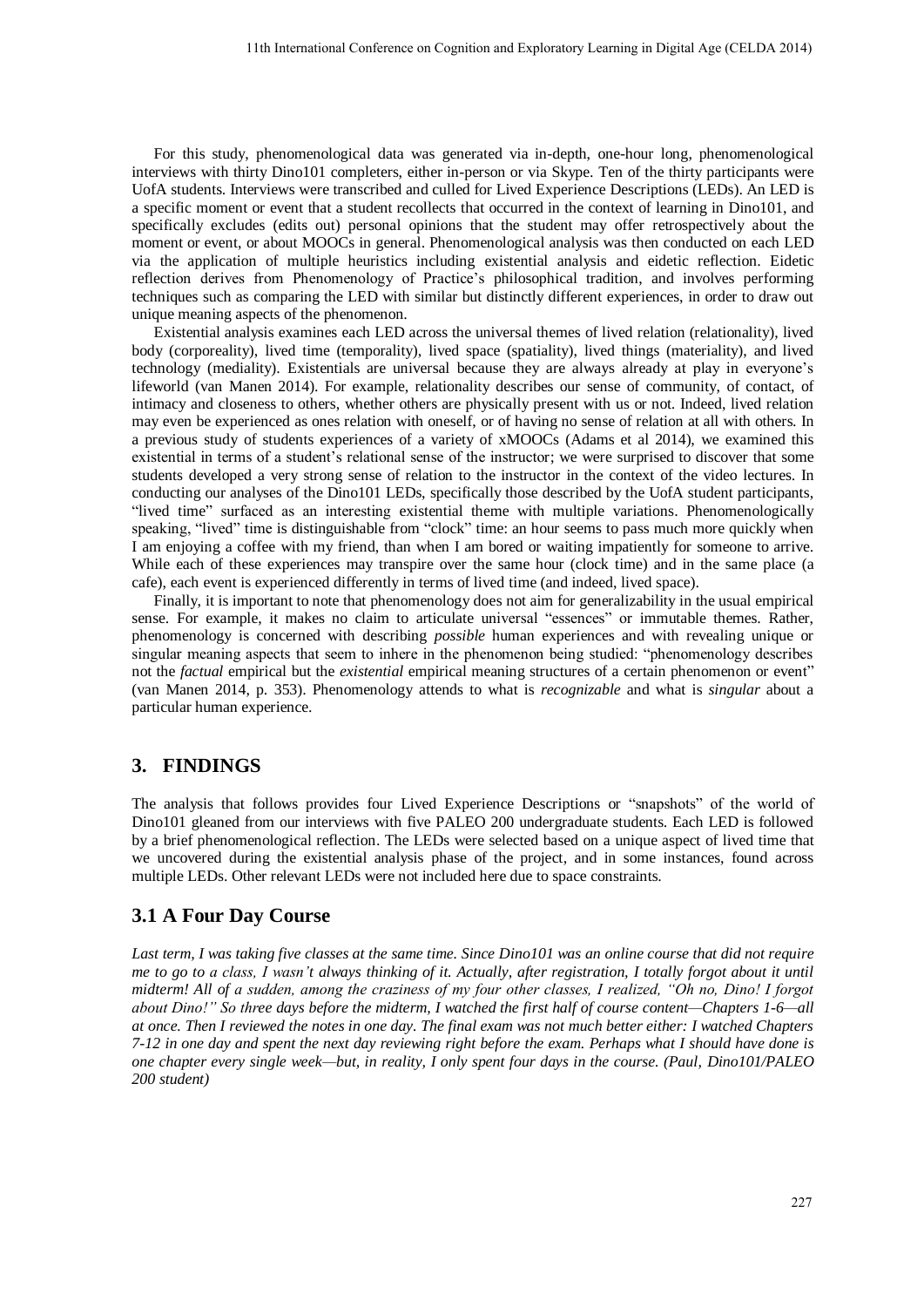For this study, phenomenological data was generated via in-depth, one-hour long, phenomenological interviews with thirty Dino101 completers, either in-person or via Skype. Ten of the thirty participants were UofA students. Interviews were transcribed and culled for Lived Experience Descriptions (LEDs). An LED is a specific moment or event that a student recollects that occurred in the context of learning in Dino101, and specifically excludes (edits out) personal opinions that the student may offer retrospectively about the moment or event, or about MOOCs in general. Phenomenological analysis was then conducted on each LED via the application of multiple heuristics including existential analysis and eidetic reflection. Eidetic reflection derives from Phenomenology of Practice's philosophical tradition, and involves performing techniques such as comparing the LED with similar but distinctly different experiences, in order to draw out unique meaning aspects of the phenomenon.

Existential analysis examines each LED across the universal themes of lived relation (relationality), lived body (corporeality), lived time (temporality), lived space (spatiality), lived things (materiality), and lived technology (mediality). Existentials are universal because they are always already at play in everyone's lifeworld (van Manen 2014). For example, relationality describes our sense of community, of contact, of intimacy and closeness to others, whether others are physically present with us or not. Indeed, lived relation may even be experienced as ones relation with oneself, or of having no sense of relation at all with others. In a previous study of students experiences of a variety of xMOOCs (Adams et al 2014), we examined this existential in terms of a student's relational sense of the instructor; we were surprised to discover that some students developed a very strong sense of relation to the instructor in the context of the video lectures. In conducting our analyses of the Dino101 LEDs, specifically those described by the UofA student participants, "lived time" surfaced as an interesting existential theme with multiple variations. Phenomenologically speaking, "lived" time is distinguishable from "clock" time: an hour seems to pass much more quickly when I am enjoying a coffee with my friend, than when I am bored or waiting impatiently for someone to arrive. While each of these experiences may transpire over the same hour (clock time) and in the same place (a cafe), each event is experienced differently in terms of lived time (and indeed, lived space).

Finally, it is important to note that phenomenology does not aim for generalizability in the usual empirical sense. For example, it makes no claim to articulate universal "essences" or immutable themes. Rather, phenomenology is concerned with describing *possible* human experiences and with revealing unique or singular meaning aspects that seem to inhere in the phenomenon being studied: "phenomenology describes not the *factual* empirical but the *existential* empirical meaning structures of a certain phenomenon or event" (van Manen 2014, p. 353). Phenomenology attends to what is *recognizable* and what is *singular* about a particular human experience.

## 3. FINDINGS

The analysis that follows provides four Lived Experience Descriptions or "snapshots" of the world of Dino101 gleaned from our interviews with five PALEO 200 undergraduate students. Each LED is followed by a brief phenomenological reflection. The LEDs were selected based on a unique aspect of lived time that we uncovered during the existential analysis phase of the project, and in some instances, found across multiple LEDs. Other relevant LEDs were not included here due to space constraints.

### 3.1 A Four Day Course

*Last term, I was taking five classes at the same time. Since Dino101 was an online course that did not require me to go to a class, I wasn't always thinking of it. Actually, after registration, I totally forgot about it until midterm! All of a sudden, among the craziness of my four other classes, I realized, "Oh no, Dino! I forgot about Dino!" So three days before the midterm, I watched the first half of course content—Chapters 1-6—all at once. Then I reviewed the notes in one day. The final exam was not much better either: I watched Chapters 7-12 in one day and spent the next day reviewing right before the exam. Perhaps what I should have done is one chapter every single week—but, in reality, I only spent four days in the course. (Paul, Dino101/PALEO 200 student)*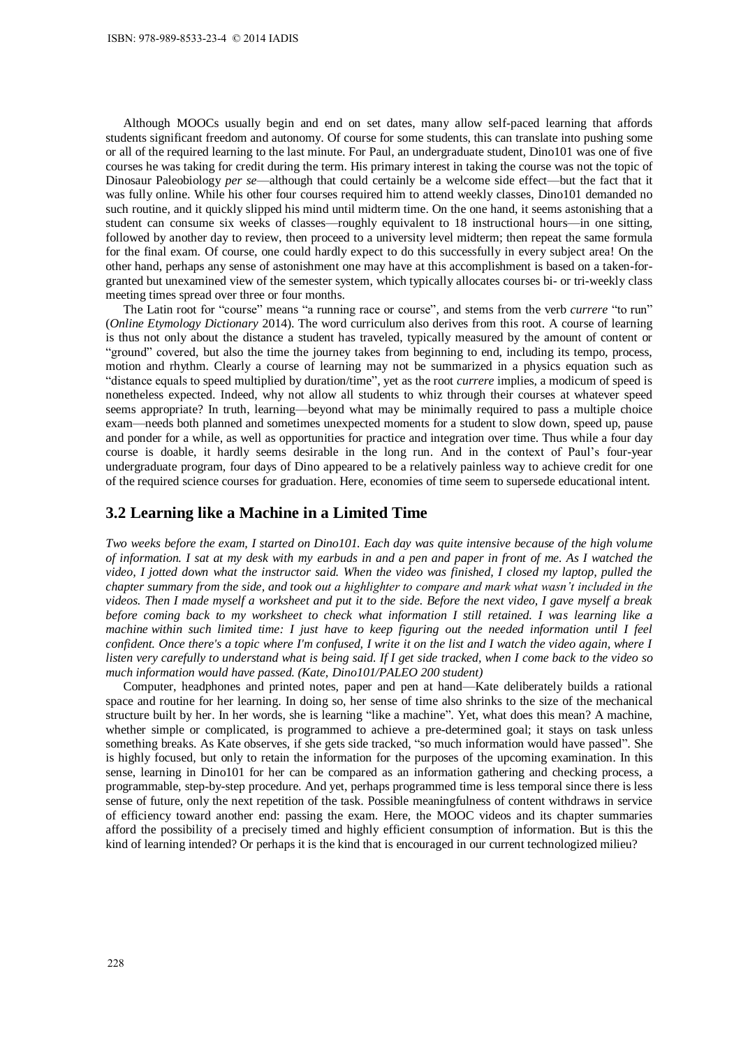Although MOOCs usually begin and end on set dates, many allow self-paced learning that affords students significant freedom and autonomy. Of course for some students, this can translate into pushing some or all of the required learning to the last minute. For Paul, an undergraduate student, Dino101 was one of five courses he was taking for credit during the term. His primary interest in taking the course was not the topic of Dinosaur Paleobiology *per se*—although that could certainly be a welcome side effect—but the fact that it was fully online. While his other four courses required him to attend weekly classes, Dino101 demanded no such routine, and it quickly slipped his mind until midterm time. On the one hand, it seems astonishing that a student can consume six weeks of classes—roughly equivalent to 18 instructional hours—in one sitting, followed by another day to review, then proceed to a university level midterm; then repeat the same formula for the final exam. Of course, one could hardly expect to do this successfully in every subject area! On the other hand, perhaps any sense of astonishment one may have at this accomplishment is based on a taken-for-granted but unexamined view of the semester system, which typically allocates courses bi- or tri-weekly class meeting times spread over three or four months.

The Latin root for "course" means "a running race or course", and stems from the verb *currere* "to run" (*Online Etymology Dictionary* 2014). The word curriculum also derives from this root. A course of learning is thus not only about the distance a student has traveled, typically measured by the amount of content or "ground" covered, but also the time the journey takes from beginning to end, including its tempo, process, motion and rhythm. Clearly a course of learning may not be summarized in a physics equation such as "distance equals to speed multiplied by duration/time", yet as the root *currere* implies, a modicum of speed is nonetheless expected. Indeed, why not allow all students to whiz through their courses at whatever speed seems appropriate? In truth, learning—beyond what may be minimally required to pass a multiple choice exam—needs both planned and sometimes unexpected moments for a student to slow down, speed up, pause and ponder for a while, as well as opportunities for practice and integration over time. Thus while a four day course is doable, it hardly seems desirable in the long run. And in the context of Paul's four-year undergraduate program, four days of Dino appeared to be a relatively painless way to achieve credit for one of the required science courses for graduation. Here, economies of time seem to supersede educational intent.

## 3.2 Learning like a Machine in a Limited Time

*Two weeks before the exam, I started on Dino101. Each day was quite intensive because of the high volume of information. I sat at my desk with my earbuds in and a pen and paper in front of me. As I watched the video, I jotted down what the instructor said. When the video was finished, I closed my laptop, pulled the chapter summary from the side, and took out a highlighter to compare and mark what wasn't included in the videos. Then I made myself a worksheet and put it to the side. Before the next video, I gave myself a break before coming back to my worksheet to check what information I still retained. I was learning like a machine within such limited time: I just have to keep figuring out the needed information until I feel confident. Once there's a topic where I'm confused, I write it on the list and I watch the video again, where I listen very carefully to understand what is being said. If I get side tracked, when I come back to the video so much information would have passed. (Kate, Dino101/PALEO 200 student)*

Computer, headphones and printed notes, paper and pen at hand—Kate deliberately builds a rational space and routine for her learning. In doing so, her sense of time also shrinks to the size of the mechanical structure built by her. In her words, she is learning "like a machine". Yet, what does this mean? A machine, whether simple or complicated, is programmed to achieve a pre-determined goal; it stays on task unless something breaks. As Kate observes, if she gets side tracked, "so much information would have passed". She is highly focused, but only to retain the information for the purposes of the upcoming examination. In this sense, learning in Dino101 for her can be compared as an information gathering and checking process, a programmable, step-by-step procedure. And yet, perhaps programmed time is less temporal since there is less sense of future, only the next repetition of the task. Possible meaningfulness of content withdraws in service of efficiency toward another end: passing the exam. Here, the MOOC videos and its chapter summaries afford the possibility of a precisely timed and highly efficient consumption of information. But is this the kind of learning intended? Or perhaps it is the kind that is encouraged in our current technologized milieu?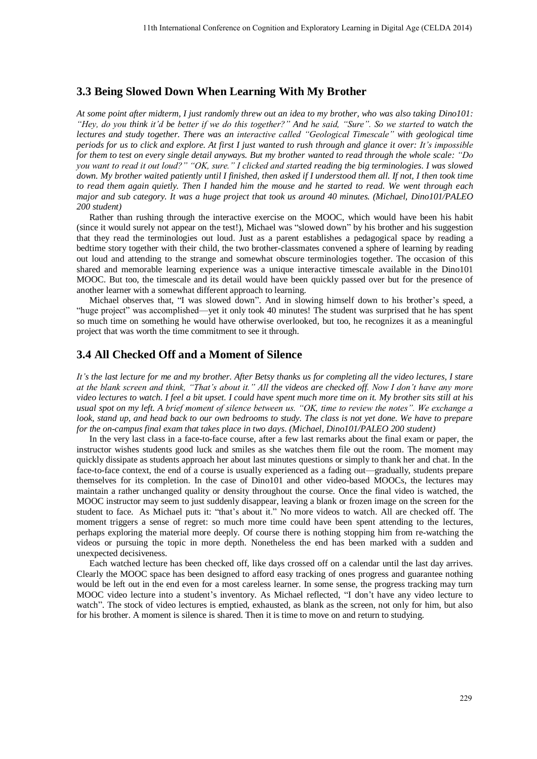## 3.3 Being Slowed Down When Learning With My Brother

*At some point after midterm, I just randomly threw out an idea to my brother, who was also taking Dino101: "Hey, do you think it'd be better if we do this together?" And he said, "Sure". So we started to watch the lectures and study together. There was an interactive called "Geological Timescale" with geological time periods for us to click and explore. At first I just wanted to rush through and glance it over: It's impossible for them to test on every single detail anyways. But my brother wanted to read through the whole scale: "Do you want to read it out loud?" "OK, sure." I clicked and started reading the big terminologies. I was slowed down. My brother waited patiently until I finished, then asked if I understood them all. If not, I then took time to read them again quietly. Then I handed him the mouse and he started to read. We went through each major and sub category. It was a huge project that took us around 40 minutes. (Michael, Dino101/PALEO 200 student)*

Rather than rushing through the interactive exercise on the MOOC, which would have been his habit (since it would surely not appear on the test!), Michael was "slowed down" by his brother and his suggestion that they read the terminologies out loud. Just as a parent establishes a pedagogical space by reading a bedtime story together with their child, the two brother-classmates convened a sphere of learning by reading out loud and attending to the strange and somewhat obscure terminologies together. The occasion of this shared and memorable learning experience was a unique interactive timescale available in the Dino101 MOOC. But too, the timescale and its detail would have been quickly passed over but for the presence of another learner with a somewhat different approach to learning.

Michael observes that, "I was slowed down". And in slowing himself down to his brother's speed, a "huge project" was accomplished—yet it only took 40 minutes! The student was surprised that he has spent so much time on something he would have otherwise overlooked, but too, he recognizes it as a meaningful project that was worth the time commitment to see it through.

## 3.4 All Checked Off and a Moment of Silence

*It's the last lecture for me and my brother. After Betsy thanks us for completing all the video lectures, I stare at the blank screen and think, "That's about it." All the videos are checked off. Now I don't have any more video lectures to watch. I feel a bit upset. I could have spent much more time on it. My brother sits still at his usual spot on my left. A brief moment of silence between us. "OK, time to review the notes". We exchange a look, stand up, and head back to our own bedrooms to study. The class is not yet done. We have to prepare for the on-campus final exam that takes place in two days. (Michael, Dino101/PALEO 200 student)*

In the very last class in a face-to-face course, after a few last remarks about the final exam or paper, the instructor wishes students good luck and smiles as she watches them file out the room. The moment may quickly dissipate as students approach her about last minutes questions or simply to thank her and chat. In the face-to-face context, the end of a course is usually experienced as a fading out—gradually, students prepare themselves for its completion. In the case of Dino101 and other video-based MOOCs, the lectures may maintain a rather unchanged quality or density throughout the course. Once the final video is watched, the MOOC instructor may seem to just suddenly disappear, leaving a blank or frozen image on the screen for the student to face. As Michael puts it: "that's about it." No more videos to watch. All are checked off. The moment triggers a sense of regret: so much more time could have been spent attending to the lectures, perhaps exploring the material more deeply. Of course there is nothing stopping him from re-watching the videos or pursuing the topic in more depth. Nonetheless the end has been marked with a sudden and unexpected decisiveness.

Each watched lecture has been checked off, like days crossed off on a calendar until the last day arrives. Clearly the MOOC space has been designed to afford easy tracking of ones progress and guarantee nothing would be left out in the end even for a most careless learner. In some sense, the progress tracking may turn MOOC video lecture into a student's inventory. As Michael reflected, "I don't have any video lecture to watch". The stock of video lectures is emptied, exhausted, as blank as the screen, not only for him, but also for his brother. A moment is silence is shared. Then it is time to move on and return to studying.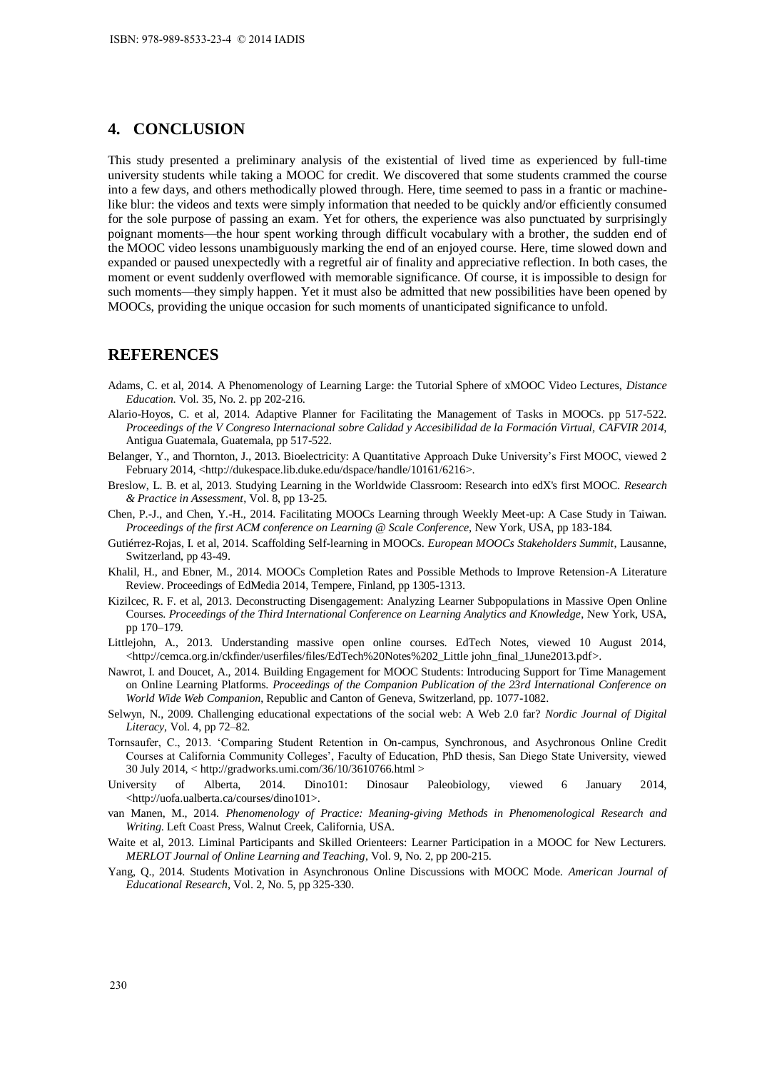## 4. CONCLUSION

This study presented a preliminary analysis of the existential of lived time as experienced by full-time university students while taking a MOOC for credit. We discovered that some students crammed the course into a few days, and others methodically plowed through. Here, time seemed to pass in a frantic or machine-like blur: the videos and texts were simply information that needed to be quickly and/or efficiently consumed for the sole purpose of passing an exam. Yet for others, the experience was also punctuated by surprisingly poignant moments—the hour spent working through difficult vocabulary with a brother, the sudden end of the MOOC video lessons unambiguously marking the end of an enjoyed course. Here, time slowed down and expanded or paused unexpectedly with a regretful air of finality and appreciative reflection. In both cases, the moment or event suddenly overflowed with memorable significance. Of course, it is impossible to design for such moments—they simply happen. Yet it must also be admitted that new possibilities have been opened by MOOCs, providing the unique occasion for such moments of unanticipated significance to unfold.

## REFERENCES

Adams, C. et al, 2014. A Phenomenology of Learning Large: the Tutorial Sphere of xMOOC Video Lectures, *Distance Education.* Vol. 35, No. 2. pp 202-216.

Alario-Hoyos, C. et al, 2014. Adaptive Planner for Facilitating the Management of Tasks in MOOCs. pp 517-522. *Proceedings of the V Congreso Internacional sobre Calidad y Accesibilidad de la Formación Virtual, CAFVIR 2014*, Antigua Guatemala, Guatemala, pp 517-522.

Belanger, Y., and Thornton, J., 2013. Bioelectricity: A Quantitative Approach Duke University's First MOOC, viewed 2 February 2014, <http://dukespace.lib.duke.edu/dspace/handle/10161/6216>.

Breslow, L. B. et al, 2013. Studying Learning in the Worldwide Classroom: Research into edX's first MOOC. *Research & Practice in Assessment*, Vol. 8, pp 13-25.

Chen, P.-J., and Chen, Y.-H., 2014. Facilitating MOOCs Learning through Weekly Meet-up: A Case Study in Taiwan. *Proceedings of the first ACM conference on Learning @ Scale Conference*, New York, USA, pp 183-184.

Gutiérrez-Rojas, I. et al, 2014. Scaffolding Self-learning in MOOCs. *European MOOCs Stakeholders Summit*, Lausanne, Switzerland, pp 43-49.

Khalil, H., and Ebner, M., 2014. MOOCs Completion Rates and Possible Methods to Improve Retension-A Literature Review. Proceedings of EdMedia 2014, Tempere, Finland, pp 1305-1313.

Kizilcec, R. F. et al, 2013. Deconstructing Disengagement: Analyzing Learner Subpopulations in Massive Open Online Courses. *Proceedings of the Third International Conference on Learning Analytics and Knowledge*, New York, USA, pp 170–179.

Littlejohn, A., 2013. Understanding massive open online courses. EdTech Notes, viewed 10 August 2014, <http://cemca.org.in/ckfinder/userfiles/files/EdTech%20Notes%202_Little john_final_1June2013.pdf>.

Nawrot, I. and Doucet, A., 2014. Building Engagement for MOOC Students: Introducing Support for Time Management on Online Learning Platforms. *Proceedings of the Companion Publication of the 23rd International Conference on World Wide Web Companion*, Republic and Canton of Geneva, Switzerland, pp. 1077-1082.

Selwyn, N., 2009. Challenging educational expectations of the social web: A Web 2.0 far? *Nordic Journal of Digital Literacy*, Vol. 4, pp 72–82.

Tornsaufer, C., 2013. 'Comparing Student Retention in On-campus, Synchronous, and Asychronous Online Credit Courses at California Community Colleges', Faculty of Education, PhD thesis, San Diego State University, viewed 30 July 2014, < http://gradworks.umi.com/36/10/3610766.html >

University of Alberta, 2014. Dino101: Dinosaur Paleobiology, viewed 6 January 2014, <http://uofa.ualberta.ca/courses/dino101>.

van Manen, M., 2014. *Phenomenology of Practice: Meaning-giving Methods in Phenomenological Research and Writing.* Left Coast Press, Walnut Creek, California, USA.

Waite et al, 2013. Liminal Participants and Skilled Orienteers: Learner Participation in a MOOC for New Lecturers. *MERLOT Journal of Online Learning and Teaching*, Vol. 9, No. 2, pp 200-215.

Yang, Q., 2014. Students Motivation in Asynchronous Online Discussions with MOOC Mode. *American Journal of Educational Research*, Vol. 2, No. 5, pp 325-330.